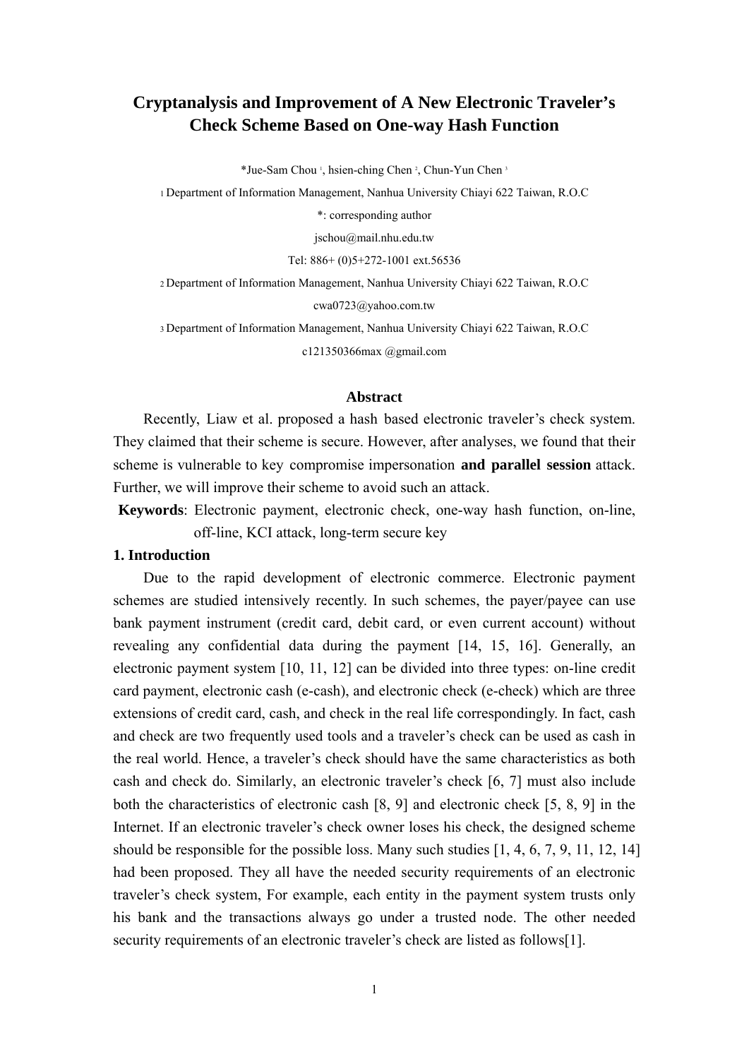# Cryptanalysis and Improvement of A New Electronic Traveler's Check Scheme Based on One-way Hash Function

*Jue-Sam Chou [1], hsien-ching Chen [2], Chun-Yun Chen [3]

[1] Department of Information Management, Nanhua University Chiayi 622 Taiwan, R.O.C

*: corresponding author

jschou@mail.nhu.edu.tw

Tel: 886+ (0)5+272-1001 ext.56536

[2] Department of Information Management, Nanhua University Chiayi 622 Taiwan, R.O.C

cwa0723@yahoo.com.tw

[3] Department of Information Management, Nanhua University Chiayi 622 Taiwan, R.O.C

c121350366max @gmail.com

## Abstract

Recently, Liaw et al. proposed a hash based electronic traveler's check system. They claimed that their scheme is secure. However, after analyses, we found that their scheme is vulnerable to key compromise impersonation **and parallel session** attack. Further, we will improve their scheme to avoid such an attack.

**Keywords**: Electronic payment, electronic check, one-way hash function, on-line, off-line, KCI attack, long-term secure key

## 1. Introduction

Due to the rapid development of electronic commerce. Electronic payment schemes are studied intensively recently. In such schemes, the payer/payee can use bank payment instrument (credit card, debit card, or even current account) without revealing any confidential data during the payment [14, 15, 16]. Generally, an electronic payment system [10, 11, 12] can be divided into three types: on-line credit card payment, electronic cash (e-cash), and electronic check (e-check) which are three extensions of credit card, cash, and check in the real life correspondingly. In fact, cash and check are two frequently used tools and a traveler's check can be used as cash in the real world. Hence, a traveler's check should have the same characteristics as both cash and check do. Similarly, an electronic traveler's check [6, 7] must also include both the characteristics of electronic cash [8, 9] and electronic check [5, 8, 9] in the Internet. If an electronic traveler's check owner loses his check, the designed scheme should be responsible for the possible loss. Many such studies [1, 4, 6, 7, 9, 11, 12, 14] had been proposed. They all have the needed security requirements of an electronic traveler's check system, For example, each entity in the payment system trusts only his bank and the transactions always go under a trusted node. The other needed security requirements of an electronic traveler's check are listed as follows[1].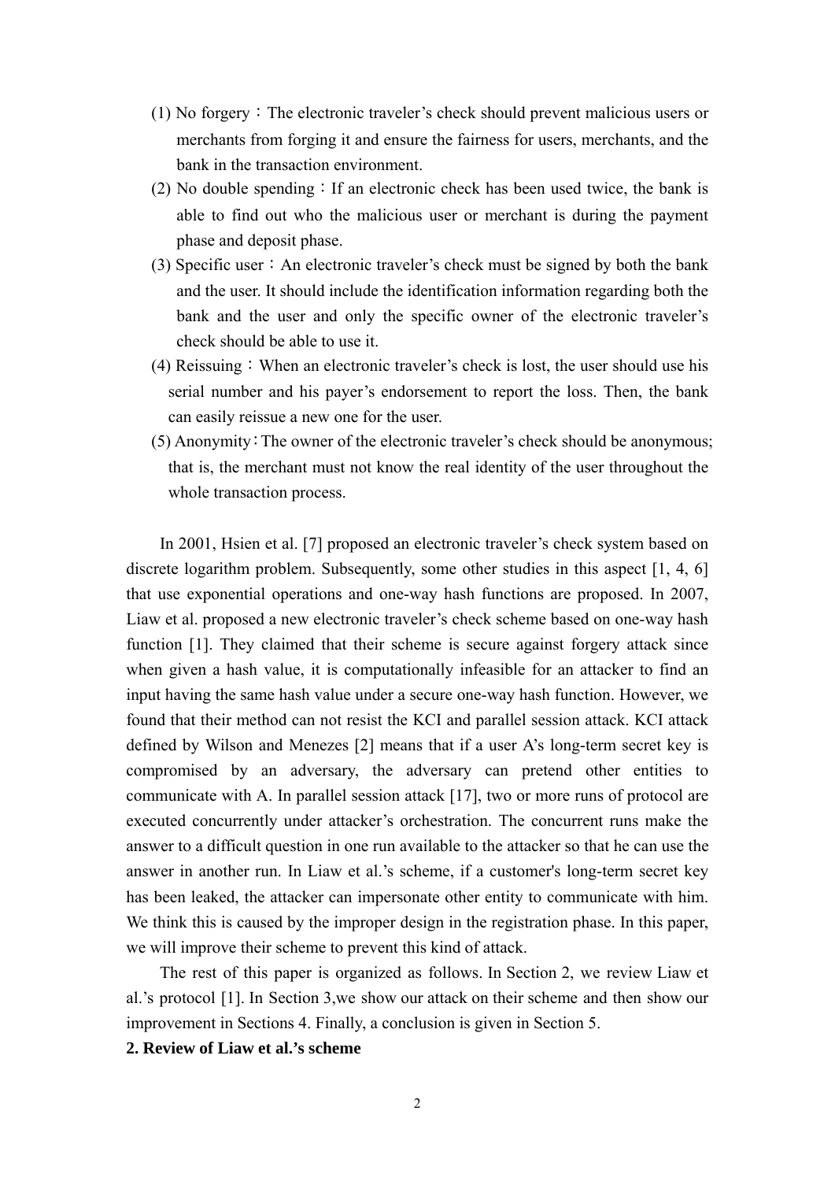(1) No forgery：The electronic traveler's check should prevent malicious users or merchants from forging it and ensure the fairness for users, merchants, and the bank in the transaction environment.

(2) No double spending：If an electronic check has been used twice, the bank is able to find out who the malicious user or merchant is during the payment phase and deposit phase.

(3) Specific user：An electronic traveler's check must be signed by both the bank and the user. It should include the identification information regarding both the bank and the user and only the specific owner of the electronic traveler's check should be able to use it.

(4) Reissuing：When an electronic traveler's check is lost, the user should use his serial number and his payer's endorsement to report the loss. Then, the bank can easily reissue a new one for the user.

(5) Anonymity：The owner of the electronic traveler's check should be anonymous; that is, the merchant must not know the real identity of the user throughout the whole transaction process.

In 2001, Hsien et al. [7] proposed an electronic traveler's check system based on discrete logarithm problem. Subsequently, some other studies in this aspect [1, 4, 6] that use exponential operations and one-way hash functions are proposed. In 2007, Liaw et al. proposed a new electronic traveler's check scheme based on one-way hash function [1]. They claimed that their scheme is secure against forgery attack since when given a hash value, it is computationally infeasible for an attacker to find an input having the same hash value under a secure one-way hash function. However, we found that their method can not resist the KCI and parallel session attack. KCI attack defined by Wilson and Menezes [2] means that if a user A's long-term secret key is compromised by an adversary, the adversary can pretend other entities to communicate with A. In parallel session attack [17], two or more runs of protocol are executed concurrently under attacker's orchestration. The concurrent runs make the answer to a difficult question in one run available to the attacker so that he can use the answer in another run. In Liaw et al.'s scheme, if a customer's long-term secret key has been leaked, the attacker can impersonate other entity to communicate with him. We think this is caused by the improper design in the registration phase. In this paper, we will improve their scheme to prevent this kind of attack.

The rest of this paper is organized as follows. In Section 2, we review Liaw et al.'s protocol [1]. In Section 3,we show our attack on their scheme and then show our improvement in Sections 4. Finally, a conclusion is given in Section 5.

## 2. Review of Liaw et al.'s scheme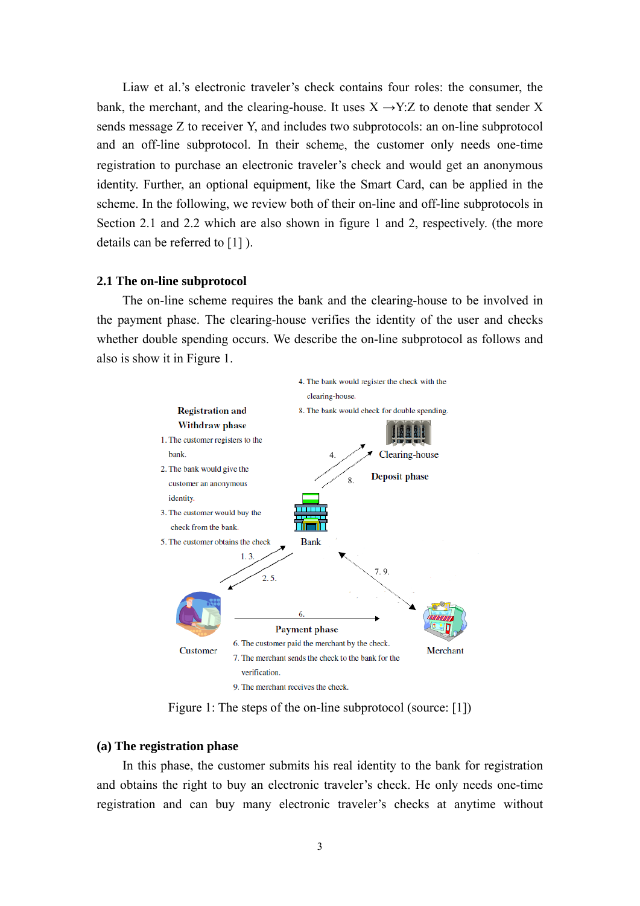Liaw et al.'s electronic traveler's check contains four roles: the consumer, the bank, the merchant, and the clearing-house. It uses X →Y:Z to denote that sender X sends message Z to receiver Y, and includes two subprotocols: an on-line subprotocol and an off-line subprotocol. In their scheme, the customer only needs one-time registration to purchase an electronic traveler's check and would get an anonymous identity. Further, an optional equipment, like the Smart Card, can be applied in the scheme. In the following, we review both of their on-line and off-line subprotocols in Section 2.1 and 2.2 which are also shown in figure 1 and 2, respectively. (the more details can be referred to [1] ).

## 2.1 The on-line subprotocol

The on-line scheme requires the bank and the clearing-house to be involved in the payment phase. The clearing-house verifies the identity of the user and checks whether double spending occurs. We describe the on-line subprotocol as follows and also is show it in Figure 1.

**Registration and Withdraw phase**

1. The customer registers to the bank.
2. The bank would give the customer an anonymous identity.
3. The customer would buy the check from the bank.
5. The customer obtains the check

4. The bank would register the check with the clearing-house.
8. The bank would check for double spending.

**Deposit phase**

**Payment phase**

6. The customer paid the merchant by the check.
7. The merchant sends the check to the bank for the verification.
9. The merchant receives the check.

Figure 1: The steps of the on-line subprotocol (source: [1])

### (a) The registration phase

In this phase, the customer submits his real identity to the bank for registration and obtains the right to buy an electronic traveler's check. He only needs one-time registration and can buy many electronic traveler's checks at anytime without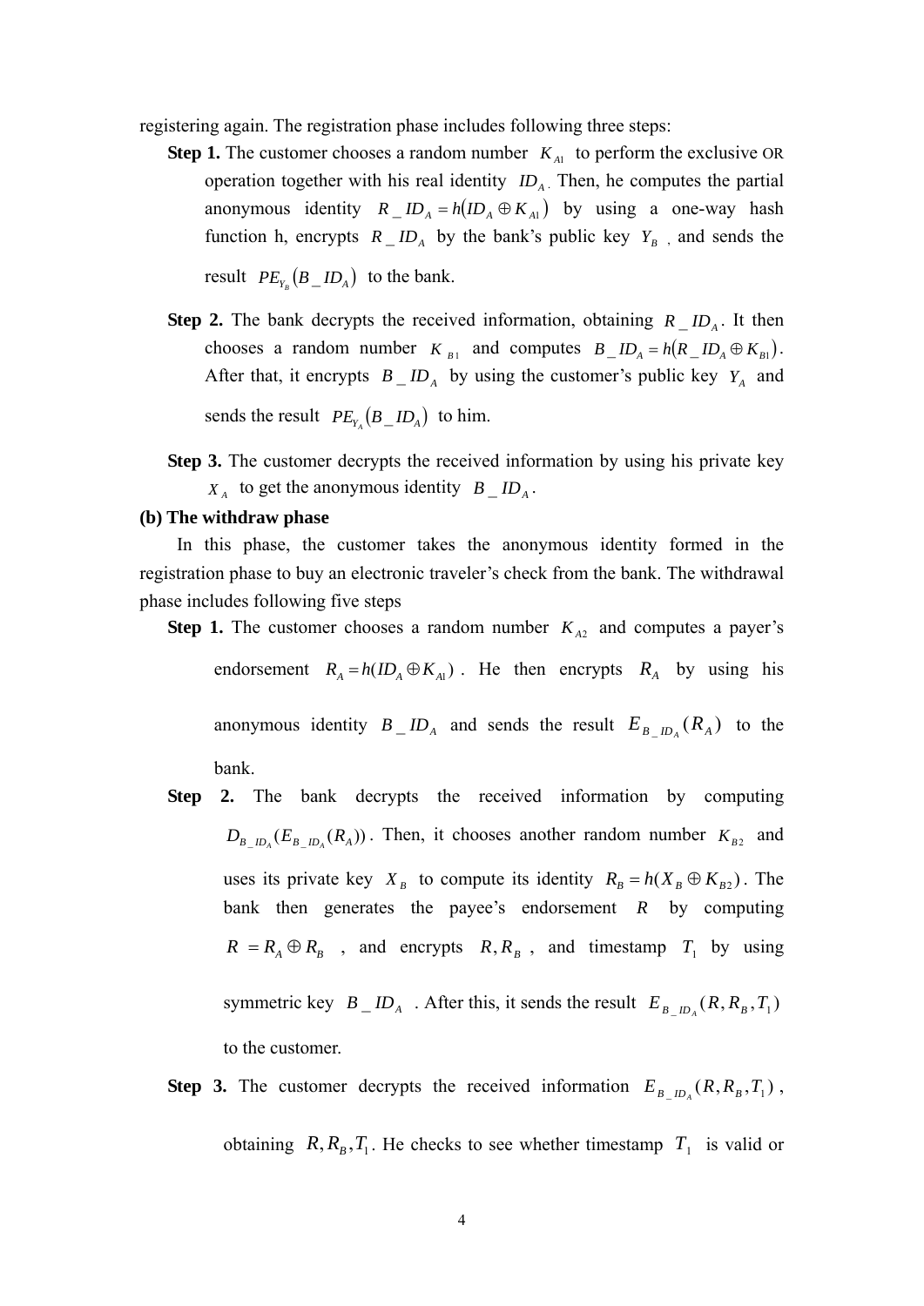registering again. The registration phase includes following three steps:

**Step 1.** The customer chooses a random number $K_{A1}$ to perform the exclusive OR operation together with his real identity $ID_A$. Then, he computes the partial anonymous identity $R\_ID_A = h(ID_A \oplus K_{A1})$ by using a one-way hash function h, encrypts $R\_ID_A$ by the bank's public key $Y_B$, and sends the result $PE_{Y_B}(B\_ID_A)$ to the bank.

**Step 2.** The bank decrypts the received information, obtaining $R\_ID_A$. It then chooses a random number $K_{B1}$ and computes $B\_ID_A = h(R\_ID_A \oplus K_{B1})$. After that, it encrypts $B\_ID_A$ by using the customer's public key $Y_A$ and sends the result $PE_{Y_A}(B\_ID_A)$ to him.

**Step 3.** The customer decrypts the received information by using his private key $X_A$ to get the anonymous identity $B\_ID_A$.

**(b) The withdraw phase**

In this phase, the customer takes the anonymous identity formed in the registration phase to buy an electronic traveler's check from the bank. The withdrawal phase includes following five steps

**Step 1.** The customer chooses a random number $K_{A2}$ and computes a payer's endorsement $R_A = h(ID_A \oplus K_{A1})$. He then encrypts $R_A$ by using his anonymous identity $B\_ID_A$ and sends the result $E_{B\_ID_A}(R_A)$ to the bank.

**Step 2.** The bank decrypts the received information by computing $D_{B\_ID_A}(E_{B\_ID_A}(R_A))$. Then, it chooses another random number $K_{B2}$ and uses its private key $X_B$ to compute its identity $R_B = h(X_B \oplus K_{B2})$. The bank then generates the payee's endorsement $R$ by computing $R = R_A \oplus R_B$, and encrypts $R, R_B$, and timestamp $T_1$ by using symmetric key $B\_ID_A$. After this, it sends the result $E_{B\_ID_A}(R, R_B, T_1)$ to the customer.

**Step 3.** The customer decrypts the received information $E_{B\_ID_A}(R, R_B, T_1)$, obtaining $R, R_B, T_1$. He checks to see whether timestamp $T_1$ is valid or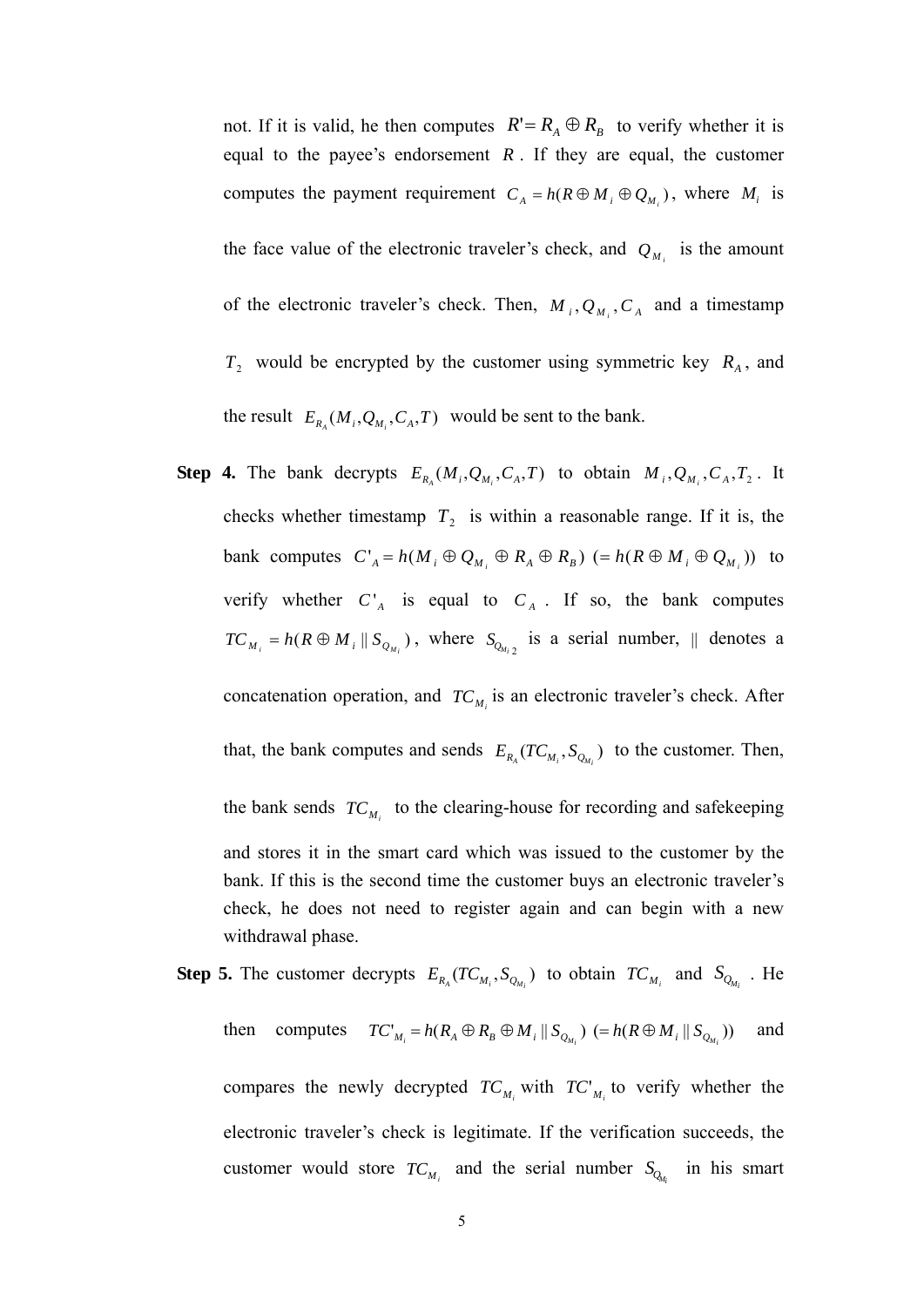not. If it is valid, he then computes $R' = R_A \oplus R_B$ to verify whether it is equal to the payee's endorsement $R$. If they are equal, the customer computes the payment requirement $C_A = h(R \oplus M_i \oplus Q_{M_i})$, where $M_i$ is the face value of the electronic traveler's check, and $Q_{M_i}$ is the amount of the electronic traveler's check. Then, $M_i, Q_{M_i}, C_A$ and a timestamp $T_2$ would be encrypted by the customer using symmetric key $R_A$, and the result $E_{R_A}(M_i, Q_{M_i}, C_A, T)$ would be sent to the bank.

**Step 4.** The bank decrypts $E_{R_A}(M_i, Q_{M_i}, C_A, T)$ to obtain $M_i, Q_{M_i}, C_A, T_2$. It checks whether timestamp $T_2$ is within a reasonable range. If it is, the bank computes $C'_A = h(M_i \oplus Q_{M_i} \oplus R_A \oplus R_B)$ $(= h(R \oplus M_i \oplus Q_{M_i}))$ to verify whether $C'_A$ is equal to $C_A$. If so, the bank computes $TC_{M_i} = h(R \oplus M_i \parallel S_{Q_{M_i}})$, where $S_{Q_{M_i}2}$ is a serial number, $\parallel$ denotes a concatenation operation, and $TC_{M_i}$ is an electronic traveler's check. After that, the bank computes and sends $E_{R_A}(TC_{M_i}, S_{Q_{M_i}})$ to the customer. Then, the bank sends $TC_{M_i}$ to the clearing-house for recording and safekeeping and stores it in the smart card which was issued to the customer by the bank. If this is the second time the customer buys an electronic traveler's check, he does not need to register again and can begin with a new withdrawal phase.

**Step 5.** The customer decrypts $E_{R_A}(TC_{M_i}, S_{Q_{M_i}})$ to obtain $TC_{M_i}$ and $S_{Q_{M_i}}$. He then computes $TC'_{M_i} = h(R_A \oplus R_B \oplus M_i \parallel S_{Q_{M_i}})$ $(= h(R \oplus M_i \parallel S_{Q_{M_i}}))$ and compares the newly decrypted $TC_{M_i}$ with $TC'_{M_i}$ to verify whether the electronic traveler's check is legitimate. If the verification succeeds, the customer would store $TC_{M_i}$ and the serial number $S_{Q_{M_i}}$ in his smart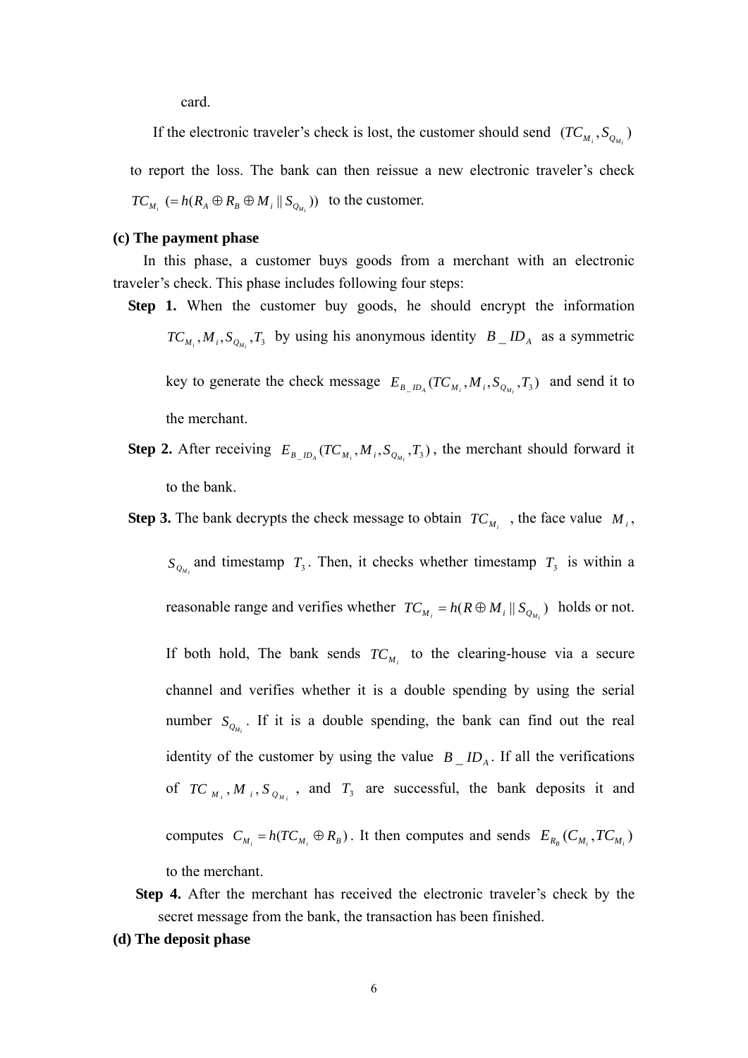card.

If the electronic traveler's check is lost, the customer should send $(TC_{M_i}, S_{Q_{M_i}})$ to report the loss. The bank can then reissue a new electronic traveler's check $TC_{M_i}$ $(= h(R_A \oplus R_B \oplus M_i \| S_{Q_{M_i}}))$ to the customer.

**(c) The payment phase**

In this phase, a customer buys goods from a merchant with an electronic traveler's check. This phase includes following four steps:

**Step 1.** When the customer buy goods, he should encrypt the information $TC_{M_i}, M_i, S_{Q_{M_i}}, T_3$ by using his anonymous identity $B\_ID_A$ as a symmetric key to generate the check message $E_{B\_ID_A}(TC_{M_i}, M_i, S_{Q_{M_i}}, T_3)$ and send it to the merchant.

**Step 2.** After receiving $E_{B\_ID_A}(TC_{M_i}, M_i, S_{Q_{M_i}}, T_3)$, the merchant should forward it to the bank.

**Step 3.** The bank decrypts the check message to obtain $TC_{M_i}$ , the face value $M_i$, $S_{Q_{M_i}}$ and timestamp $T_3$. Then, it checks whether timestamp $T_3$ is within a reasonable range and verifies whether $TC_{M_i} = h(R \oplus M_i \| S_{Q_{M_i}})$ holds or not. If both hold, The bank sends $TC_{M_i}$ to the clearing-house via a secure channel and verifies whether it is a double spending by using the serial number $S_{Q_{M_i}}$. If it is a double spending, the bank can find out the real identity of the customer by using the value $B\_ID_A$. If all the verifications of $TC_{M_i}, M_i, S_{Q_{M_i}}$ , and $T_3$ are successful, the bank deposits it and computes $C_{M_i} = h(TC_{M_i} \oplus R_B)$. It then computes and sends $E_{R_B}(C_{M_i}, TC_{M_i})$ to the merchant.

**Step 4.** After the merchant has received the electronic traveler's check by the secret message from the bank, the transaction has been finished.

**(d) The deposit phase**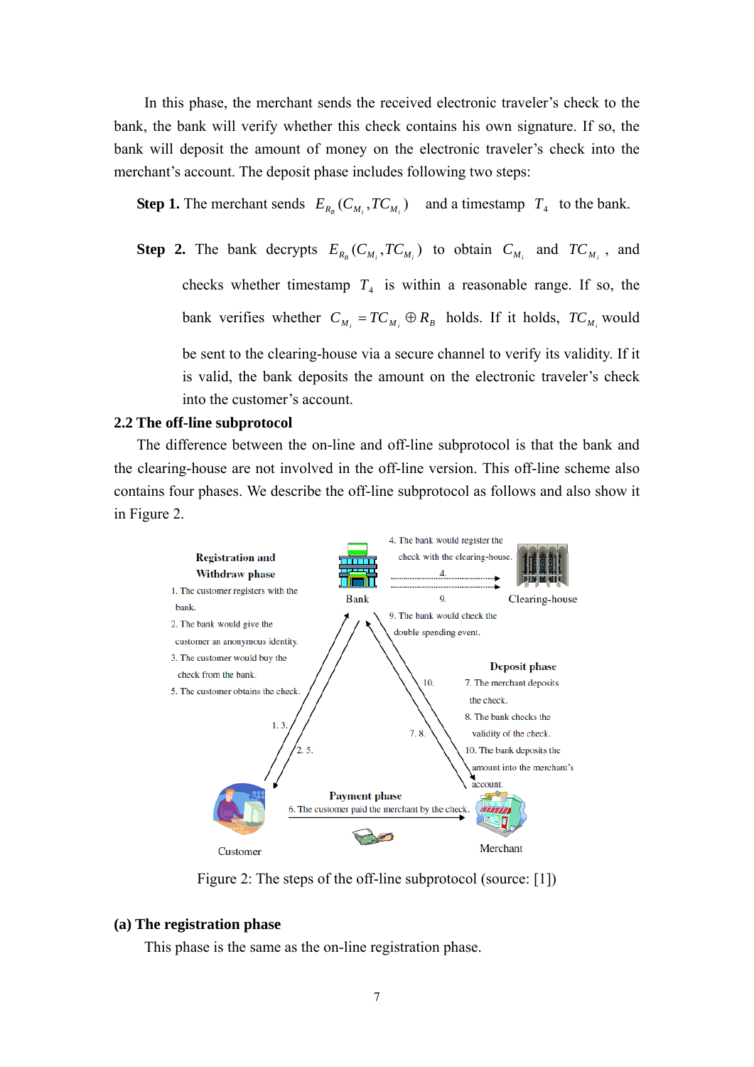In this phase, the merchant sends the received electronic traveler's check to the bank, the bank will verify whether this check contains his own signature. If so, the bank will deposit the amount of money on the electronic traveler's check into the merchant's account. The deposit phase includes following two steps:

**Step 1.** The merchant sends $E_{R_B}(C_{M_i}, TC_{M_i})$ and a timestamp $T_4$ to the bank.

**Step 2.** The bank decrypts $E_{R_B}(C_{M_i}, TC_{M_i})$ to obtain $C_{M_i}$ and $TC_{M_i}$, and checks whether timestamp $T_4$ is within a reasonable range. If so, the bank verifies whether $C_{M_i} = TC_{M_i} \oplus R_B$ holds. If it holds, $TC_{M_i}$ would be sent to the clearing-house via a secure channel to verify its validity. If it is valid, the bank deposits the amount on the electronic traveler's check into the customer's account.

## 2.2 The off-line subprotocol

The difference between the on-line and off-line subprotocol is that the bank and the clearing-house are not involved in the off-line version. This off-line scheme also contains four phases. We describe the off-line subprotocol as follows and also show it in Figure 2.

Figure 2: The steps of the off-line subprotocol (source: [1])

### (a) The registration phase

This phase is the same as the on-line registration phase.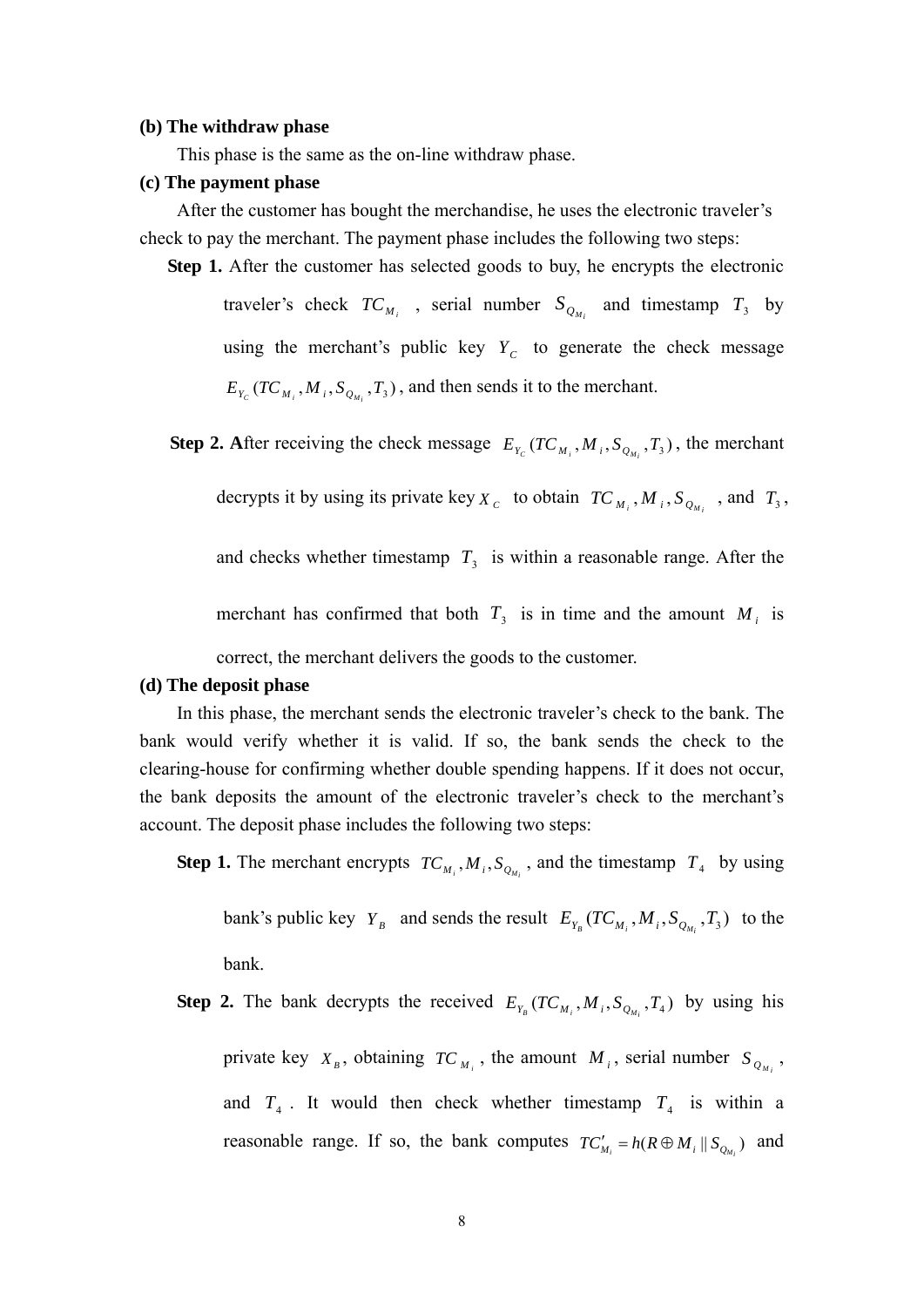**(b) The withdraw phase**

This phase is the same as the on-line withdraw phase.

**(c) The payment phase**

After the customer has bought the merchandise, he uses the electronic traveler's check to pay the merchant. The payment phase includes the following two steps:

**Step 1.** After the customer has selected goods to buy, he encrypts the electronic traveler's check $TC_{M_i}$ , serial number $S_{Q_{M_i}}$ and timestamp $T_3$ by using the merchant's public key $Y_C$ to generate the check message $E_{Y_C}(TC_{M_i}, M_i, S_{Q_{M_i}}, T_3)$, and then sends it to the merchant.

**Step 2. A**fter receiving the check message $E_{Y_C}(TC_{M_i}, M_i, S_{Q_{M_i}}, T_3)$, the merchant decrypts it by using its private key $X_C$ to obtain $TC_{M_i}, M_i, S_{Q_{M_i}}$ , and $T_3$, and checks whether timestamp $T_3$ is within a reasonable range. After the merchant has confirmed that both $T_3$ is in time and the amount $M_i$ is correct, the merchant delivers the goods to the customer.

**(d) The deposit phase**

In this phase, the merchant sends the electronic traveler's check to the bank. The bank would verify whether it is valid. If so, the bank sends the check to the clearing-house for confirming whether double spending happens. If it does not occur, the bank deposits the amount of the electronic traveler's check to the merchant's account. The deposit phase includes the following two steps:

**Step 1.** The merchant encrypts $TC_{M_i}, M_i, S_{Q_{M_i}}$, and the timestamp $T_4$ by using bank's public key $Y_B$ and sends the result $E_{Y_B}(TC_{M_i}, M_i, S_{Q_{M_i}}, T_3)$ to the bank.

**Step 2.** The bank decrypts the received $E_{Y_B}(TC_{M_i}, M_i, S_{Q_{M_i}}, T_4)$ by using his private key $X_B$, obtaining $TC_{M_i}$, the amount $M_i$, serial number $S_{Q_{M_i}}$, and $T_4$. It would then check whether timestamp $T_4$ is within a reasonable range. If so, the bank computes $TC'_{M_i} = h(R \oplus M_i \,||\, S_{Q_{M_i}})$ and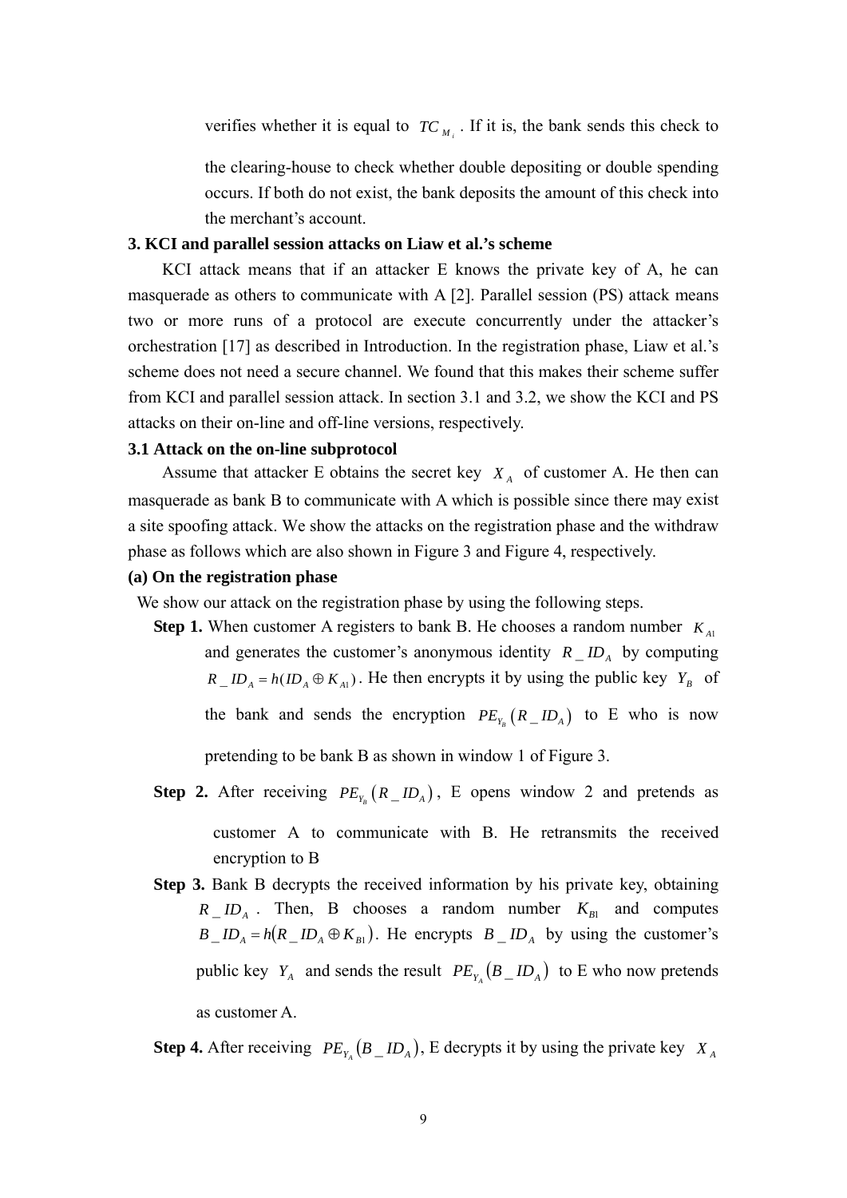verifies whether it is equal to $TC_{M_i}$. If it is, the bank sends this check to the clearing-house to check whether double depositing or double spending occurs. If both do not exist, the bank deposits the amount of this check into the merchant's account.

### 3. KCI and parallel session attacks on Liaw et al.'s scheme

KCI attack means that if an attacker E knows the private key of A, he can masquerade as others to communicate with A [2]. Parallel session (PS) attack means two or more runs of a protocol are execute concurrently under the attacker's orchestration [17] as described in Introduction. In the registration phase, Liaw et al.'s scheme does not need a secure channel. We found that this makes their scheme suffer from KCI and parallel session attack. In section 3.1 and 3.2, we show the KCI and PS attacks on their on-line and off-line versions, respectively.

#### 3.1 Attack on the on-line subprotocol

Assume that attacker E obtains the secret key $X_A$ of customer A. He then can masquerade as bank B to communicate with A which is possible since there may exist a site spoofing attack. We show the attacks on the registration phase and the withdraw phase as follows which are also shown in Figure 3 and Figure 4, respectively.

**(a) On the registration phase**

We show our attack on the registration phase by using the following steps.

**Step 1.** When customer A registers to bank B. He chooses a random number $K_{A1}$ and generates the customer's anonymous identity $R\_ID_A$ by computing $R\_ID_A = h(ID_A \oplus K_{A1})$. He then encrypts it by using the public key $Y_B$ of the bank and sends the encryption $PE_{Y_B}(R\_ID_A)$ to E who is now pretending to be bank B as shown in window 1 of Figure 3.

**Step 2.** After receiving $PE_{Y_B}(R\_ID_A)$, E opens window 2 and pretends as customer A to communicate with B. He retransmits the received encryption to B

**Step 3.** Bank B decrypts the received information by his private key, obtaining $R\_ID_A$. Then, B chooses a random number $K_{B1}$ and computes $B\_ID_A = h(R\_ID_A \oplus K_{B1})$. He encrypts $B\_ID_A$ by using the customer's public key $Y_A$ and sends the result $PE_{Y_A}(B\_ID_A)$ to E who now pretends as customer A.

**Step 4.** After receiving $PE_{Y_A}(B\_ID_A)$, E decrypts it by using the private key $X_A$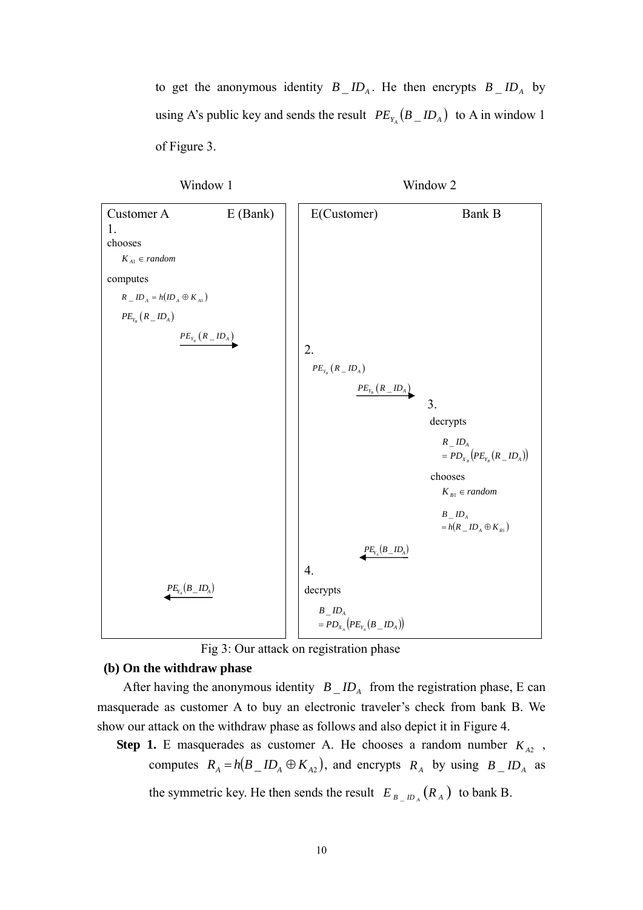to get the anonymous identity $B\_ID_A$. He then encrypts $B\_ID_A$ by using A's public key and sends the result $PE_{Y_A}(B\_ID_A)$ to A in window 1 of Figure 3.

| Window 1 | | Window 2 | |
|---|---|---|---|
| Customer A | E (Bank) | E(Customer) | Bank B |
| 1. chooses $K_{A1} \in random$; computes $R\_ID_A = h(ID_A \oplus K_{A1})$, $PE_{Y_B}(R\_ID_A)$ | | | |
| $PE_{Y_B}(R\_ID_A)$ → | | | |
| | | 2. $PE_{Y_B}(R\_ID_A)$ | |
| | | $PE_{Y_B}(R\_ID_A)$ → | |
| | | | 3. decrypts $R\_ID_A = PD_{X_B}(PE_{Y_B}(R\_ID_A))$; chooses $K_{B1} \in random$; $B\_ID_A = h(R\_ID_A \oplus K_{B1})$ |
| | | ← $PE_{Y_A}(B\_ID_A)$ | |
| | ← $PE_{Y_A}(B\_ID_A)$ | 4. decrypts $B\_ID_A = PD_{X_A}(PE_{Y_A}(B\_ID_A))$ | |

Fig 3: Our attack on registration phase

**(b) On the withdraw phase**

After having the anonymous identity $B\_ID_A$ from the registration phase, E can masquerade as customer A to buy an electronic traveler's check from bank B. We show our attack on the withdraw phase as follows and also depict it in Figure 4.

**Step 1.** E masquerades as customer A. He chooses a random number $K_{A2}$, computes $R_A = h(B\_ID_A \oplus K_{A2})$, and encrypts $R_A$ by using $B\_ID_A$ as the symmetric key. He then sends the result $E_{B\_ID_A}(R_A)$ to bank B.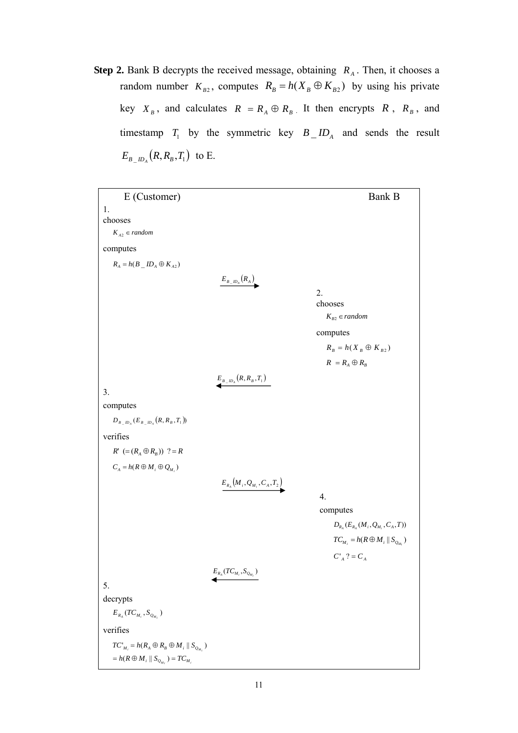**Step 2.** Bank B decrypts the received message, obtaining $R_A$. Then, it chooses a random number $K_{B2}$, computes $R_B = h(X_B \oplus K_{B2})$ by using his private key $X_B$, and calculates $R = R_A \oplus R_B$. It then encrypts $R$, $R_B$, and timestamp $T_1$ by the symmetric key $B\_ID_A$ and sends the result $E_{B\_ID_A}(R, R_B, T_1)$ to E.

| E (Customer) | | Bank B |
|---|---|---|
| 1. chooses $K_{A2} \in random$ <br> computes $R_A = h(B\_ID_A \oplus K_{A2})$ | | |
| | $E_{B\_ID_A}(R_A)$ → | |
| | | 2. chooses $K_{B2} \in random$ <br> computes $R_B = h(X_B \oplus K_{B2})$ <br> $R = R_A \oplus R_B$ |
| | ← $E_{B\_ID_A}(R, R_B, T_1)$ | |
| 3. computes $D_{B\_ID_A}(E_{B\_ID_A}(R, R_B, T_1))$ <br> verifies $R' \ (= (R_A \oplus R_B)) \ ? = R$ <br> $C_A = h(R \oplus M_i \oplus Q_{M_i})$ | | |
| | $E_{R_A}(M_i, Q_{M_i}, C_A, T_2)$ → | |
| | | 4. computes $D_{R_A}(E_{R_A}(M_i, Q_{M_i}, C_A, T))$ <br> $TC_{M_i} = h(R \oplus M_i \parallel S_{Q_{M_i}})$ <br> $C'_A \ ? = C_A$ |
| | ← $E_{R_A}(TC_{M_i}, S_{Q_{M_i}})$ | |
| 5. decrypts $E_{R_A}(TC_{M_i}, S_{Q_{M_i}})$ <br> verifies $TC'_{M_i} = h(R_A \oplus R_B \oplus M_i \parallel S_{Q_{M_i}})$ <br> $= h(R \oplus M_i \parallel S_{Q_{M_i}}) = TC_{M_i}$ | | |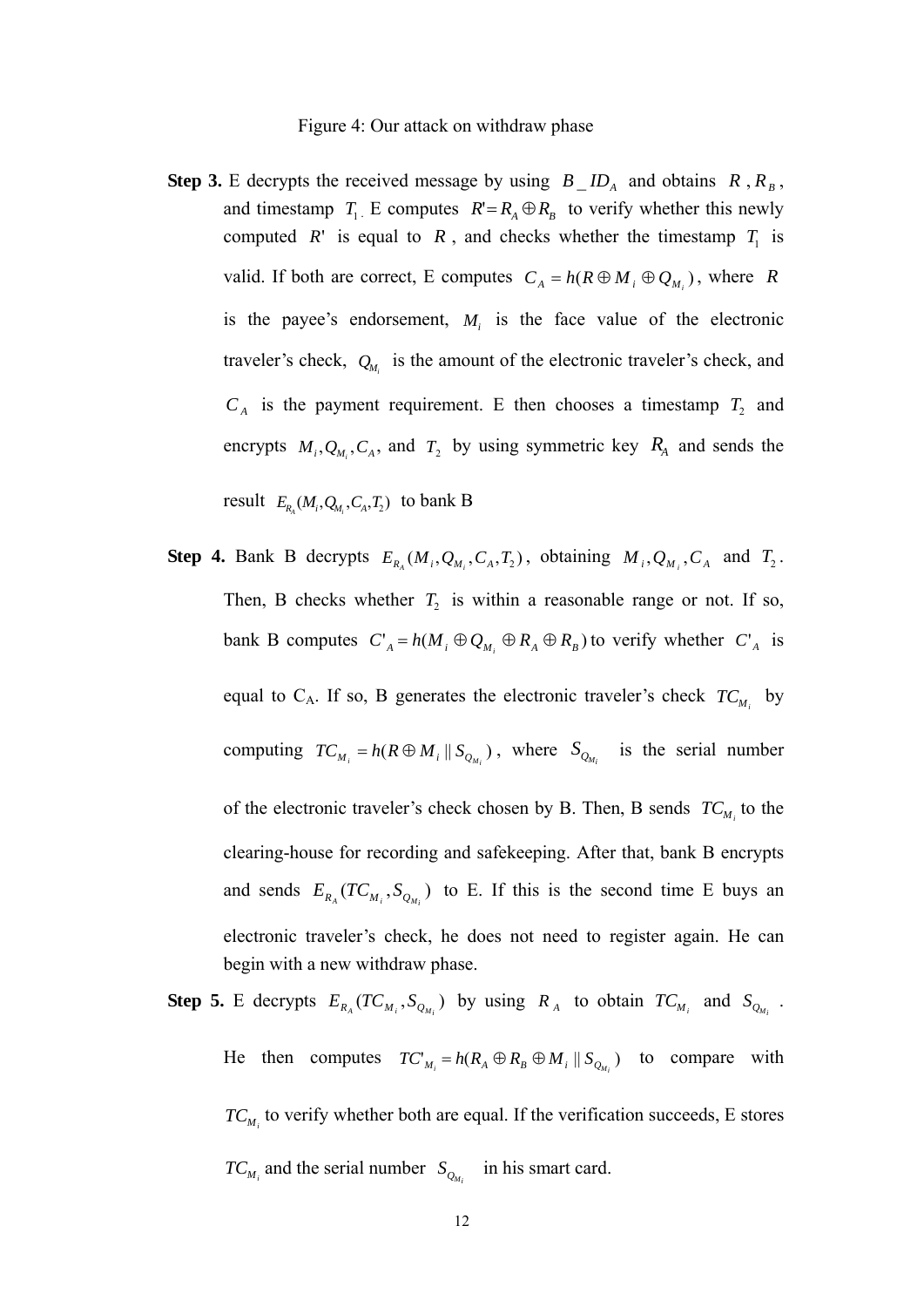Figure 4: Our attack on withdraw phase

**Step 3.** E decrypts the received message by using $B\_ID_A$ and obtains $R$, $R_B$, and timestamp $T_1$. E computes $R' = R_A \oplus R_B$ to verify whether this newly computed $R'$ is equal to $R$, and checks whether the timestamp $T_1$ is valid. If both are correct, E computes $C_A = h(R \oplus M_i \oplus Q_{M_i})$, where $R$ is the payee's endorsement, $M_i$ is the face value of the electronic traveler's check, $Q_{M_i}$ is the amount of the electronic traveler's check, and $C_A$ is the payment requirement. E then chooses a timestamp $T_2$ and encrypts $M_i, Q_{M_i}, C_A$, and $T_2$ by using symmetric key $R_A$ and sends the result $E_{R_A}(M_i, Q_{M_i}, C_A, T_2)$ to bank B

**Step 4.** Bank B decrypts $E_{R_A}(M_i, Q_{M_i}, C_A, T_2)$, obtaining $M_i, Q_{M_i}, C_A$ and $T_2$. Then, B checks whether $T_2$ is within a reasonable range or not. If so, bank B computes $C'_A = h(M_i \oplus Q_{M_i} \oplus R_A \oplus R_B)$ to verify whether $C'_A$ is equal to $C_A$. If so, B generates the electronic traveler's check $TC_{M_i}$ by computing $TC_{M_i} = h(R \oplus M_i \,||\, S_{Q_{M_i}})$, where $S_{Q_{M_i}}$ is the serial number of the electronic traveler's check chosen by B. Then, B sends $TC_{M_i}$ to the clearing-house for recording and safekeeping. After that, bank B encrypts and sends $E_{R_A}(TC_{M_i}, S_{Q_{M_i}})$ to E. If this is the second time E buys an electronic traveler's check, he does not need to register again. He can begin with a new withdraw phase.

**Step 5.** E decrypts $E_{R_A}(TC_{M_i}, S_{Q_{M_i}})$ by using $R_A$ to obtain $TC_{M_i}$ and $S_{Q_{M_i}}$. He then computes $TC'_{M_i} = h(R_A \oplus R_B \oplus M_i \,||\, S_{Q_{M_i}})$ to compare with $TC_{M_i}$ to verify whether both are equal. If the verification succeeds, E stores $TC_{M_i}$ and the serial number $S_{Q_{M_i}}$ in his smart card.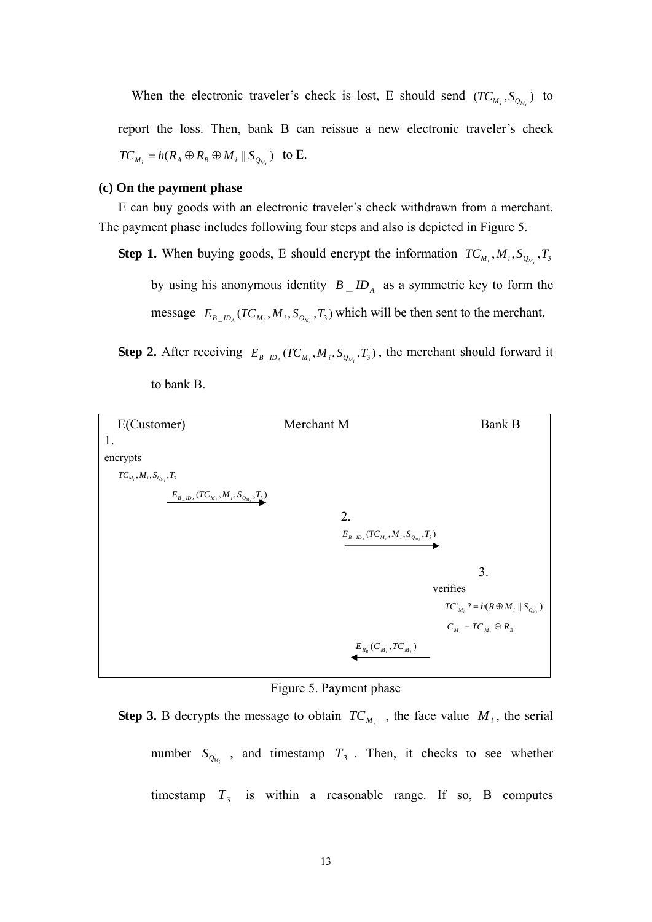When the electronic traveler's check is lost, E should send $(TC_{M_i}, S_{Q_{M_i}})$ to report the loss. Then, bank B can reissue a new electronic traveler's check $TC_{M_i} = h(R_A \oplus R_B \oplus M_i \,||\, S_{Q_{M_i}})$ to E.

**(c) On the payment phase**

E can buy goods with an electronic traveler's check withdrawn from a merchant. The payment phase includes following four steps and also is depicted in Figure 5.

**Step 1.** When buying goods, E should encrypt the information $TC_{M_i}, M_i, S_{Q_{M_i}}, T_3$ by using his anonymous identity $B\_ID_A$ as a symmetric key to form the message $E_{B\_ID_A}(TC_{M_i}, M_i, S_{Q_{M_i}}, T_3)$ which will be then sent to the merchant.

**Step 2.** After receiving $E_{B\_ID_A}(TC_{M_i}, M_i, S_{Q_{M_i}}, T_3)$, the merchant should forward it to bank B.

E(Customer) — Merchant M — Bank B

1. E encrypts $TC_{M_i}, M_i, S_{Q_{M_i}}, T_3$ and sends $E_{B\_ID_A}(TC_{M_i}, M_i, S_{Q_{M_i}}, T_3)$ → Merchant M

2. Merchant M sends $E_{B\_ID_A}(TC_{M_i}, M_i, S_{Q_{M_i}}, T_3)$ → Bank B

3. Bank B verifies $TC'_{M_i} ?= h(R \oplus M_i \,||\, S_{Q_{M_i}})$, computes $C_{M_i} = TC_{M_i} \oplus R_B$, and sends $E_{R_B}(C_{M_i}, TC_{M_i})$ → Merchant M

Figure 5. Payment phase

**Step 3.** B decrypts the message to obtain $TC_{M_i}$, the face value $M_i$, the serial number $S_{Q_{M_i}}$, and timestamp $T_3$. Then, it checks to see whether timestamp $T_3$ is within a reasonable range. If so, B computes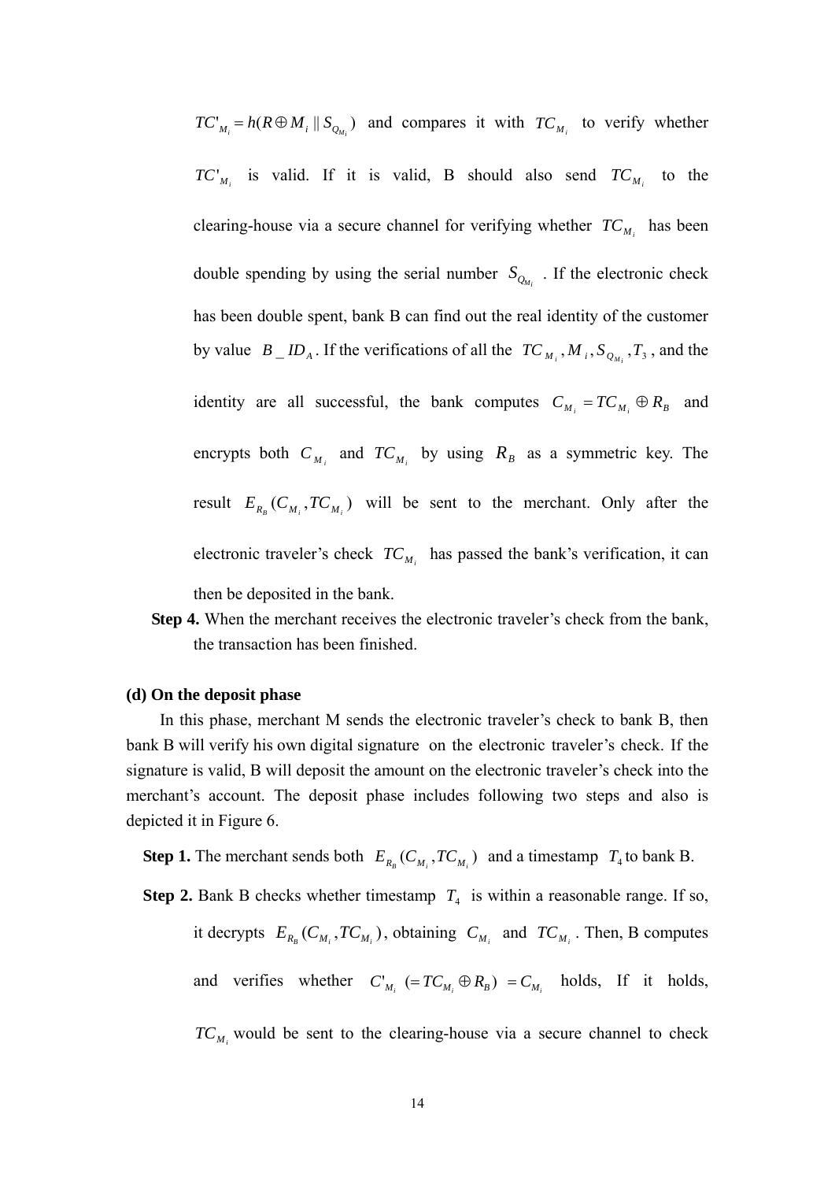$TC'_{M_i} = h(R \oplus M_i \| S_{Q_{M_i}})$ and compares it with $TC_{M_i}$ to verify whether $TC'_{M_i}$ is valid. If it is valid, B should also send $TC_{M_i}$ to the clearing-house via a secure channel for verifying whether $TC_{M_i}$ has been double spending by using the serial number $S_{Q_{M_i}}$. If the electronic check has been double spent, bank B can find out the real identity of the customer by value $B\_ID_A$. If the verifications of all the $TC_{M_i}, M_i, S_{Q_{M_i}}, T_3$, and the identity are all successful, the bank computes $C_{M_i} = TC_{M_i} \oplus R_B$ and encrypts both $C_{M_i}$ and $TC_{M_i}$ by using $R_B$ as a symmetric key. The result $E_{R_B}(C_{M_i}, TC_{M_i})$ will be sent to the merchant. Only after the electronic traveler's check $TC_{M_i}$ has passed the bank's verification, it can then be deposited in the bank.

**Step 4.** When the merchant receives the electronic traveler's check from the bank, the transaction has been finished.

**(d) On the deposit phase**

In this phase, merchant M sends the electronic traveler's check to bank B, then bank B will verify his own digital signature on the electronic traveler's check. If the signature is valid, B will deposit the amount on the electronic traveler's check into the merchant's account. The deposit phase includes following two steps and also is depicted it in Figure 6.

**Step 1.** The merchant sends both $E_{R_B}(C_{M_i}, TC_{M_i})$ and a timestamp $T_4$ to bank B.

**Step 2.** Bank B checks whether timestamp $T_4$ is within a reasonable range. If so, it decrypts $E_{R_B}(C_{M_i}, TC_{M_i})$, obtaining $C_{M_i}$ and $TC_{M_i}$. Then, B computes and verifies whether $C'_{M_i}\ (= TC_{M_i} \oplus R_B)\ = C_{M_i}$ holds, If it holds, $TC_{M_i}$ would be sent to the clearing-house via a secure channel to check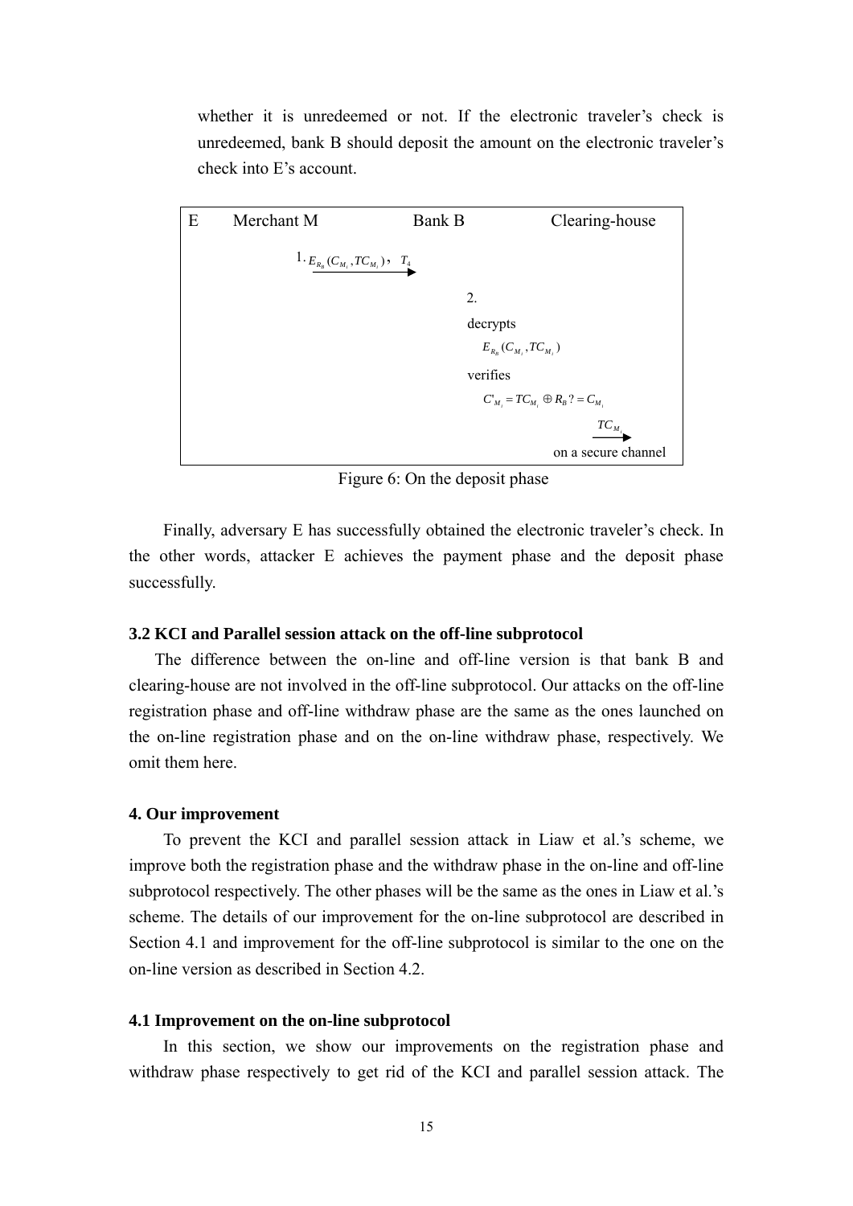whether it is unredeemed or not. If the electronic traveler's check is unredeemed, bank B should deposit the amount on the electronic traveler's check into E's account.

| E | Merchant M | Bank B | Clearing-house |
|---|---|---|---|
| | 1. $E_{R_B}(C_{M_i}, TC_{M_i})$, $T_4$ → | | |
| | | 2. decrypts $E_{R_B}(C_{M_i}, TC_{M_i})$ verifies $C'_{M_i} = TC_{M_i} \oplus R_B ? = C_{M_i}$ | |
| | | $TC_{M_i}$ → on a secure channel | |

Figure 6: On the deposit phase

Finally, adversary E has successfully obtained the electronic traveler's check. In the other words, attacker E achieves the payment phase and the deposit phase successfully.

### 3.2 KCI and Parallel session attack on the off-line subprotocol

The difference between the on-line and off-line version is that bank B and clearing-house are not involved in the off-line subprotocol. Our attacks on the off-line registration phase and off-line withdraw phase are the same as the ones launched on the on-line registration phase and on the on-line withdraw phase, respectively. We omit them here.

## 4. Our improvement

To prevent the KCI and parallel session attack in Liaw et al.'s scheme, we improve both the registration phase and the withdraw phase in the on-line and off-line subprotocol respectively. The other phases will be the same as the ones in Liaw et al.'s scheme. The details of our improvement for the on-line subprotocol are described in Section 4.1 and improvement for the off-line subprotocol is similar to the one on the on-line version as described in Section 4.2.

### 4.1 Improvement on the on-line subprotocol

In this section, we show our improvements on the registration phase and withdraw phase respectively to get rid of the KCI and parallel session attack. The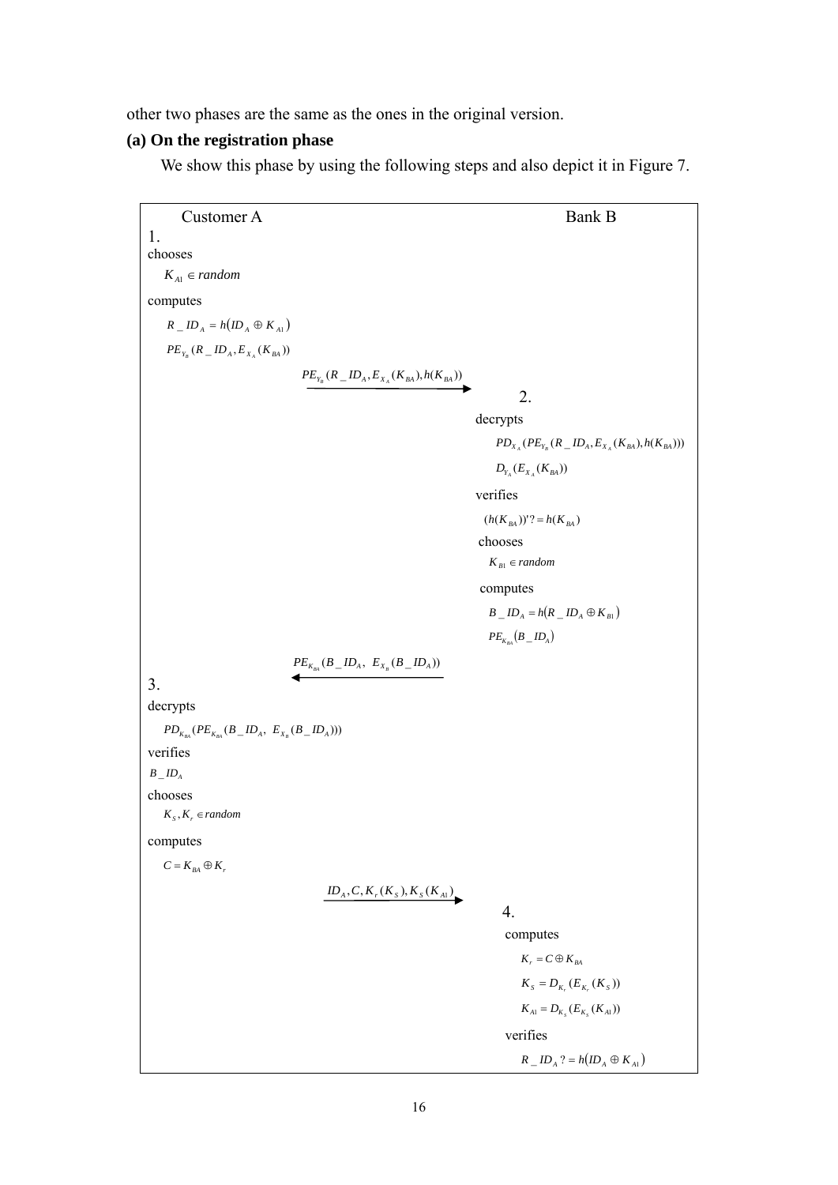other two phases are the same as the ones in the original version.

**(a) On the registration phase**

We show this phase by using the following steps and also depict it in Figure 7.

| Customer A | | Bank B |
|---|---|---|
| 1. chooses $K_{A1} \in random$ | | |
| computes $R\_ID_A = h(ID_A \oplus K_{A1})$ | | |
| $PE_{Y_B}(R\_ID_A, E_{X_A}(K_{BA}))$ | | |
| | $PE_{Y_B}(R\_ID_A, E_{X_A}(K_{BA}), h(K_{BA}))$ → | |
| | | 2. decrypts |
| | | $PD_{X_A}(PE_{Y_B}(R\_ID_A, E_{X_A}(K_{BA}), h(K_{BA})))$ |
| | | $D_{Y_A}(E_{X_A}(K_{BA}))$ |
| | | verifies $(h(K_{BA}))' ?= h(K_{BA})$ |
| | | chooses $K_{B1} \in random$ |
| | | computes $B\_ID_A = h(R\_ID_A \oplus K_{B1})$ |
| | | $PE_{K_{BA}}(B\_ID_A)$ |
| | ← $PE_{K_{BA}}(B\_ID_A,\ E_{X_B}(B\_ID_A))$ | |
| 3. decrypts | | |
| $PD_{K_{BA}}(PE_{K_{BA}}(B\_ID_A,\ E_{X_B}(B\_ID_A)))$ | | |
| verifies $B\_ID_A$ | | |
| chooses $K_S, K_r \in random$ | | |
| computes $C = K_{BA} \oplus K_r$ | | |
| | $ID_A, C, K_r(K_S), K_S(K_{A1})$ → | |
| | | 4. computes |
| | | $K_r = C \oplus K_{BA}$ |
| | | $K_S = D_{K_r}(E_{K_r}(K_S))$ |
| | | $K_{A1} = D_{K_S}(E_{K_S}(K_{A1}))$ |
| | | verifies $R\_ID_A ?= h(ID_A \oplus K_{A1})$ |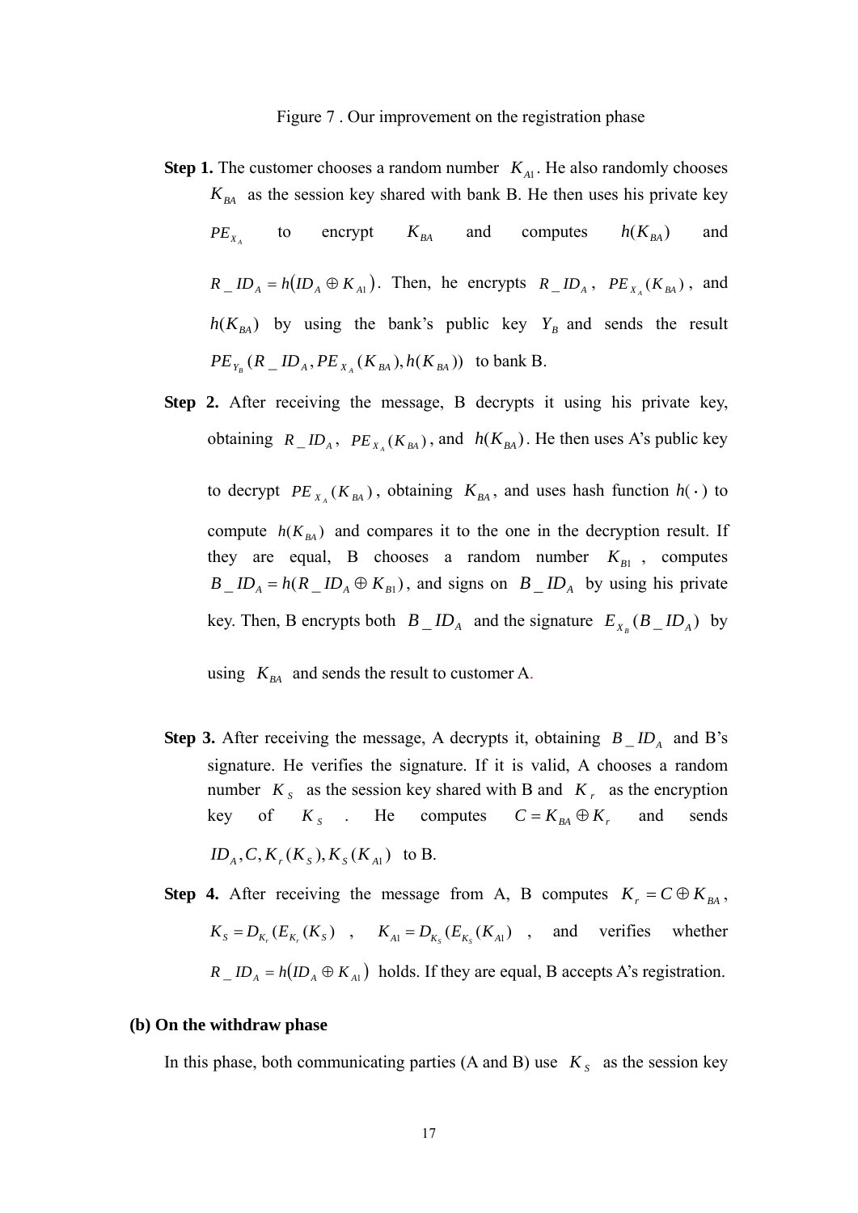Figure 7 . Our improvement on the registration phase

**Step 1.** The customer chooses a random number $K_{A1}$. He also randomly chooses $K_{BA}$ as the session key shared with bank B. He then uses his private key $PE_{X_A}$ to encrypt $K_{BA}$ and computes $h(K_{BA})$ and $R\_ID_A = h(ID_A \oplus K_{A1})$. Then, he encrypts $R\_ID_A$, $PE_{X_A}(K_{BA})$, and $h(K_{BA})$ by using the bank's public key $Y_B$ and sends the result $PE_{Y_B}(R\_ID_A, PE_{X_A}(K_{BA}), h(K_{BA}))$ to bank B.

**Step 2.** After receiving the message, B decrypts it using his private key, obtaining $R\_ID_A$, $PE_{X_A}(K_{BA})$, and $h(K_{BA})$. He then uses A's public key to decrypt $PE_{X_A}(K_{BA})$, obtaining $K_{BA}$, and uses hash function $h(\cdot)$ to compute $h(K_{BA})$ and compares it to the one in the decryption result. If they are equal, B chooses a random number $K_{B1}$, computes $B\_ID_A = h(R\_ID_A \oplus K_{B1})$, and signs on $B\_ID_A$ by using his private key. Then, B encrypts both $B\_ID_A$ and the signature $E_{X_B}(B\_ID_A)$ by using $K_{BA}$ and sends the result to customer A.

**Step 3.** After receiving the message, A decrypts it, obtaining $B\_ID_A$ and B's signature. He verifies the signature. If it is valid, A chooses a random number $K_S$ as the session key shared with B and $K_r$ as the encryption key of $K_S$. He computes $C = K_{BA} \oplus K_r$ and sends $ID_A, C, K_r(K_S), K_S(K_{A1})$ to B.

**Step 4.** After receiving the message from A, B computes $K_r = C \oplus K_{BA}$, $K_S = D_{K_r}(E_{K_r}(K_S))$, $K_{A1} = D_{K_S}(E_{K_S}(K_{A1}))$, and verifies whether $R\_ID_A = h(ID_A \oplus K_{A1})$ holds. If they are equal, B accepts A's registration.

**(b) On the withdraw phase**

In this phase, both communicating parties (A and B) use $K_S$ as the session key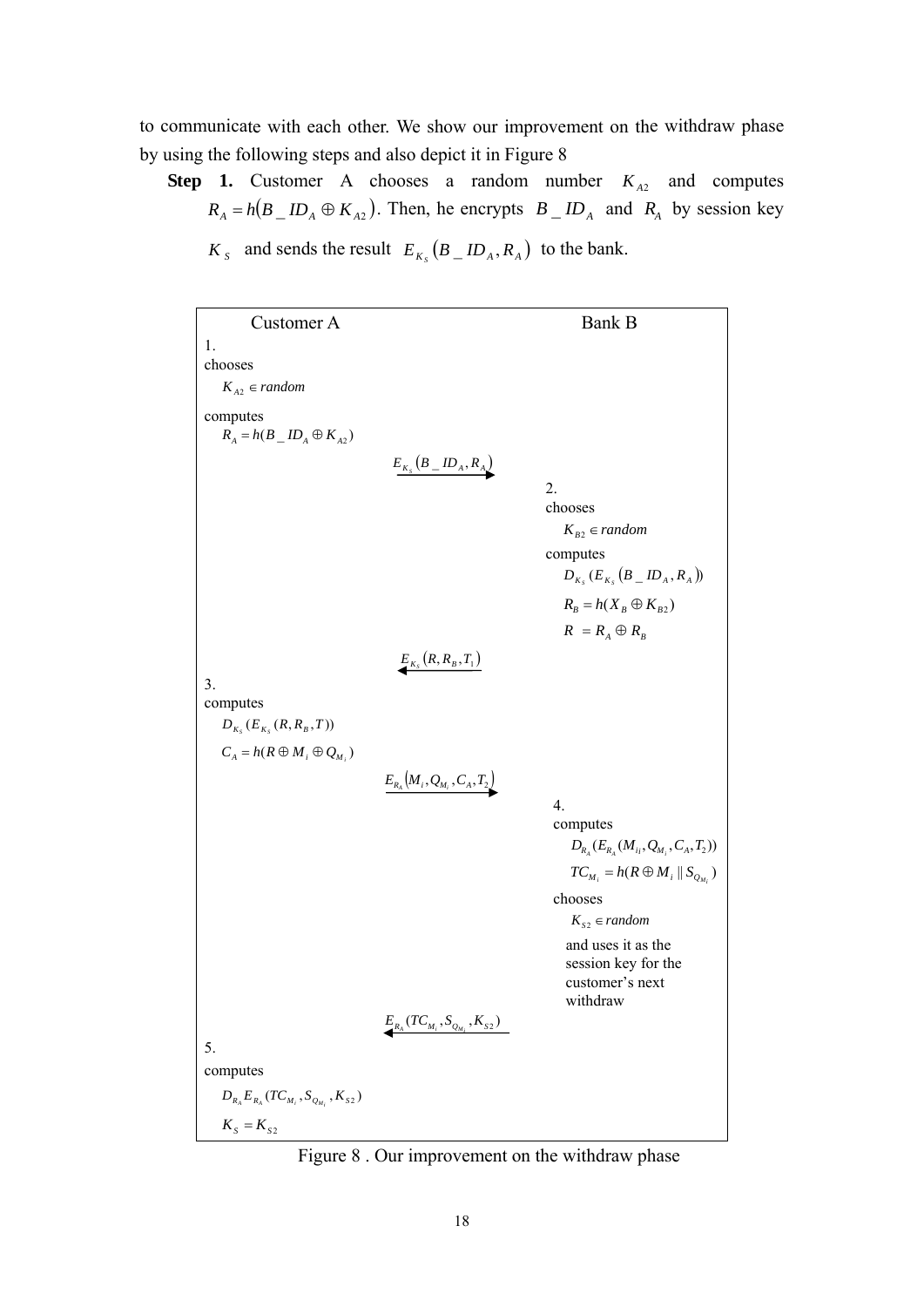to communicate with each other. We show our improvement on the withdraw phase by using the following steps and also depict it in Figure 8

**Step 1.** Customer A chooses a random number $K_{A2}$ and computes $R_A = h(B\_ID_A \oplus K_{A2})$. Then, he encrypts $B\_ID_A$ and $R_A$ by session key $K_S$ and sends the result $E_{K_S}(B\_ID_A, R_A)$ to the bank.

| Customer A | | Bank B |
|---|---|---|
| 1. chooses $K_{A2} \in random$ computes $R_A = h(B\_ID_A \oplus K_{A2})$ | | |
| | $E_{K_S}(B\_ID_A, R_A)$ → | |
| | | 2. chooses $K_{B2} \in random$ computes $D_{K_S}(E_{K_S}(B\_ID_A, R_A))$ $R_B = h(X_B \oplus K_{B2})$ $R = R_A \oplus R_B$ |
| | ← $E_{K_S}(R, R_B, T_1)$ | |
| 3. computes $D_{K_S}(E_{K_S}(R, R_B, T))$ $C_A = h(R \oplus M_i \oplus Q_{M_i})$ | | |
| | $E_{R_A}(M_i, Q_{M_i}, C_A, T_2)$ → | |
| | | 4. computes $D_{R_A}(E_{R_A}(M_{ij}, Q_{M_i}, C_A, T_2))$ $TC_{M_i} = h(R \oplus M_i \parallel S_{Q_{M_i}})$ chooses $K_{S2} \in random$ and uses it as the session key for the customer's next withdraw |
| | ← $E_{R_A}(TC_{M_i}, S_{Q_{M_i}}, K_{S2})$ | |
| 5. computes $D_{R_A}E_{R_A}(TC_{M_i}, S_{Q_{M_i}}, K_{S2})$ $K_S = K_{S2}$ | | |

Figure 8 . Our improvement on the withdraw phase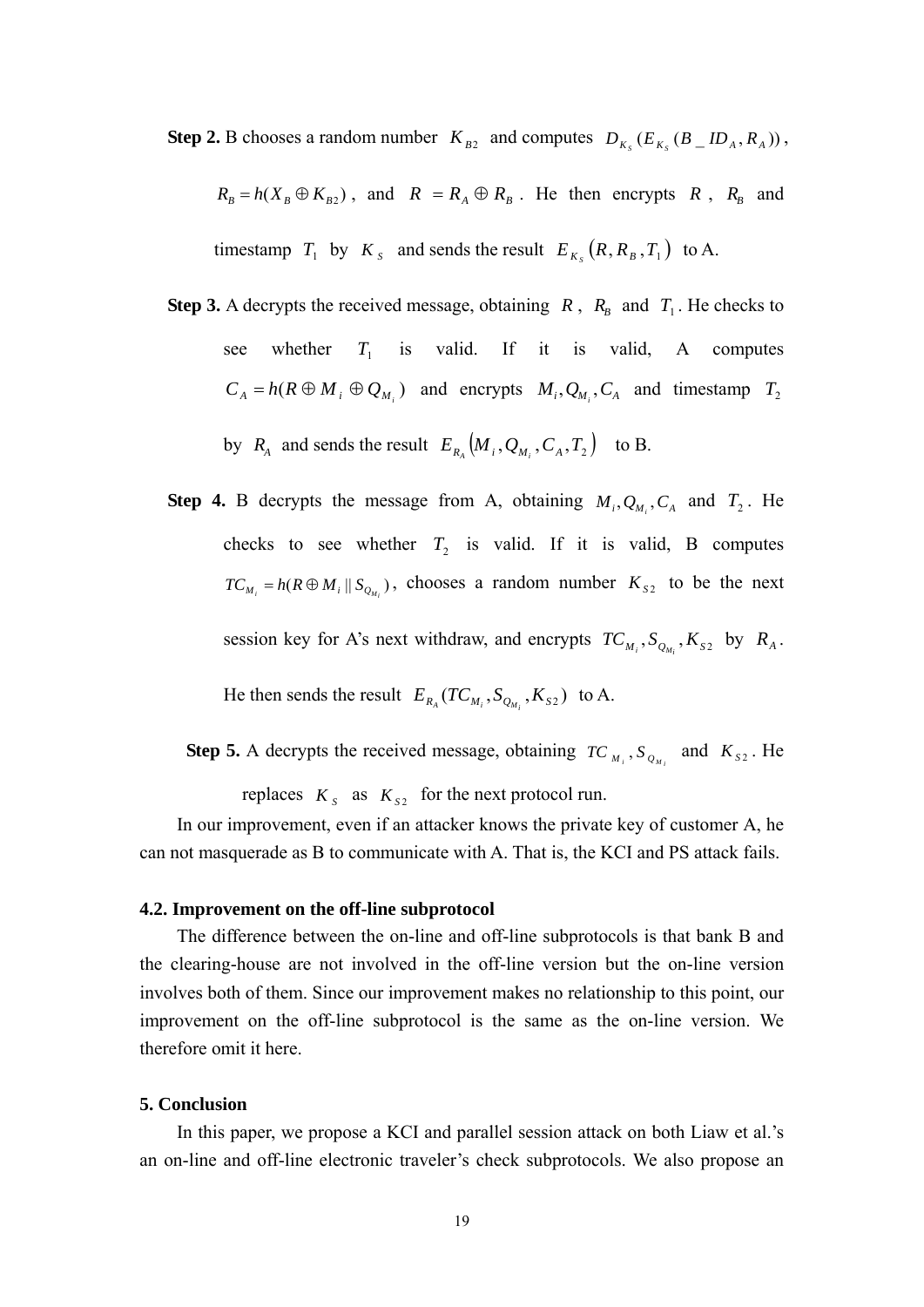**Step 2.** B chooses a random number $K_{B2}$ and computes $D_{K_S}(E_{K_S}(B\_ID_A, R_A))$, $R_B = h(X_B \oplus K_{B2})$, and $R = R_A \oplus R_B$. He then encrypts $R$, $R_B$ and timestamp $T_1$ by $K_S$ and sends the result $E_{K_S}(R, R_B, T_1)$ to A.

**Step 3.** A decrypts the received message, obtaining $R$, $R_B$ and $T_1$. He checks to see whether $T_1$ is valid. If it is valid, A computes $C_A = h(R \oplus M_i \oplus Q_{M_i})$ and encrypts $M_i, Q_{M_i}, C_A$ and timestamp $T_2$ by $R_A$ and sends the result $E_{R_A}(M_i, Q_{M_i}, C_A, T_2)$ to B.

**Step 4.** B decrypts the message from A, obtaining $M_i, Q_{M_i}, C_A$ and $T_2$. He checks to see whether $T_2$ is valid. If it is valid, B computes $TC_{M_i} = h(R \oplus M_i \,||\, S_{Q_{M_i}})$, chooses a random number $K_{S2}$ to be the next session key for A's next withdraw, and encrypts $TC_{M_i}, S_{Q_{M_i}}, K_{S2}$ by $R_A$. He then sends the result $E_{R_A}(TC_{M_i}, S_{Q_{M_i}}, K_{S2})$ to A.

**Step 5.** A decrypts the received message, obtaining $TC_{M_i}, S_{Q_{M_i}}$ and $K_{S2}$. He replaces $K_S$ as $K_{S2}$ for the next protocol run.

In our improvement, even if an attacker knows the private key of customer A, he can not masquerade as B to communicate with A. That is, the KCI and PS attack fails.

### 4.2. Improvement on the off-line subprotocol

The difference between the on-line and off-line subprotocols is that bank B and the clearing-house are not involved in the off-line version but the on-line version involves both of them. Since our improvement makes no relationship to this point, our improvement on the off-line subprotocol is the same as the on-line version. We therefore omit it here.

## 5. Conclusion

In this paper, we propose a KCI and parallel session attack on both Liaw et al.'s an on-line and off-line electronic traveler's check subprotocols. We also propose an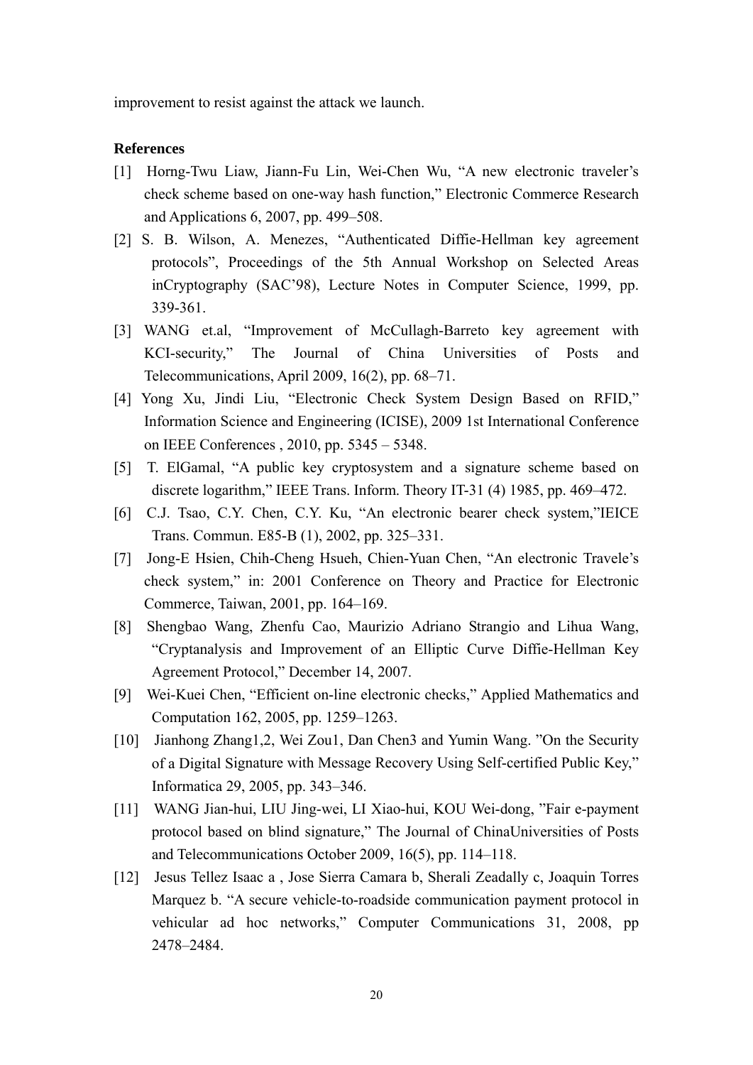improvement to resist against the attack we launch.

## References

[1] Horng-Twu Liaw, Jiann-Fu Lin, Wei-Chen Wu, "A new electronic traveler's check scheme based on one-way hash function," Electronic Commerce Research and Applications 6, 2007, pp. 499–508.

[2] S. B. Wilson, A. Menezes, "Authenticated Diffie-Hellman key agreement protocols", Proceedings of the 5th Annual Workshop on Selected Areas inCryptography (SAC'98), Lecture Notes in Computer Science, 1999, pp. 339-361.

[3] WANG et.al, "Improvement of McCullagh-Barreto key agreement with KCI-security," The Journal of China Universities of Posts and Telecommunications, April 2009, 16(2), pp. 68–71.

[4] Yong Xu, Jindi Liu, "Electronic Check System Design Based on RFID," Information Science and Engineering (ICISE), 2009 1st International Conference on IEEE Conferences , 2010, pp. 5345 – 5348.

[5] T. ElGamal, "A public key cryptosystem and a signature scheme based on discrete logarithm," IEEE Trans. Inform. Theory IT-31 (4) 1985, pp. 469–472.

[6] C.J. Tsao, C.Y. Chen, C.Y. Ku, "An electronic bearer check system,"IEICE Trans. Commun. E85-B (1), 2002, pp. 325–331.

[7] Jong-E Hsien, Chih-Cheng Hsueh, Chien-Yuan Chen, "An electronic Travele's check system," in: 2001 Conference on Theory and Practice for Electronic Commerce, Taiwan, 2001, pp. 164–169.

[8] Shengbao Wang, Zhenfu Cao, Maurizio Adriano Strangio and Lihua Wang, "Cryptanalysis and Improvement of an Elliptic Curve Diffie-Hellman Key Agreement Protocol," December 14, 2007.

[9] Wei-Kuei Chen, "Efficient on-line electronic checks," Applied Mathematics and Computation 162, 2005, pp. 1259–1263.

[10] Jianhong Zhang1,2, Wei Zou1, Dan Chen3 and Yumin Wang. "On the Security of a Digital Signature with Message Recovery Using Self-certified Public Key," Informatica 29, 2005, pp. 343–346.

[11] WANG Jian-hui, LIU Jing-wei, LI Xiao-hui, KOU Wei-dong, "Fair e-payment protocol based on blind signature," The Journal of ChinaUniversities of Posts and Telecommunications October 2009, 16(5), pp. 114–118.

[12] Jesus Tellez Isaac a , Jose Sierra Camara b, Sherali Zeadally c, Joaquin Torres Marquez b. "A secure vehicle-to-roadside communication payment protocol in vehicular ad hoc networks," Computer Communications 31, 2008, pp 2478–2484.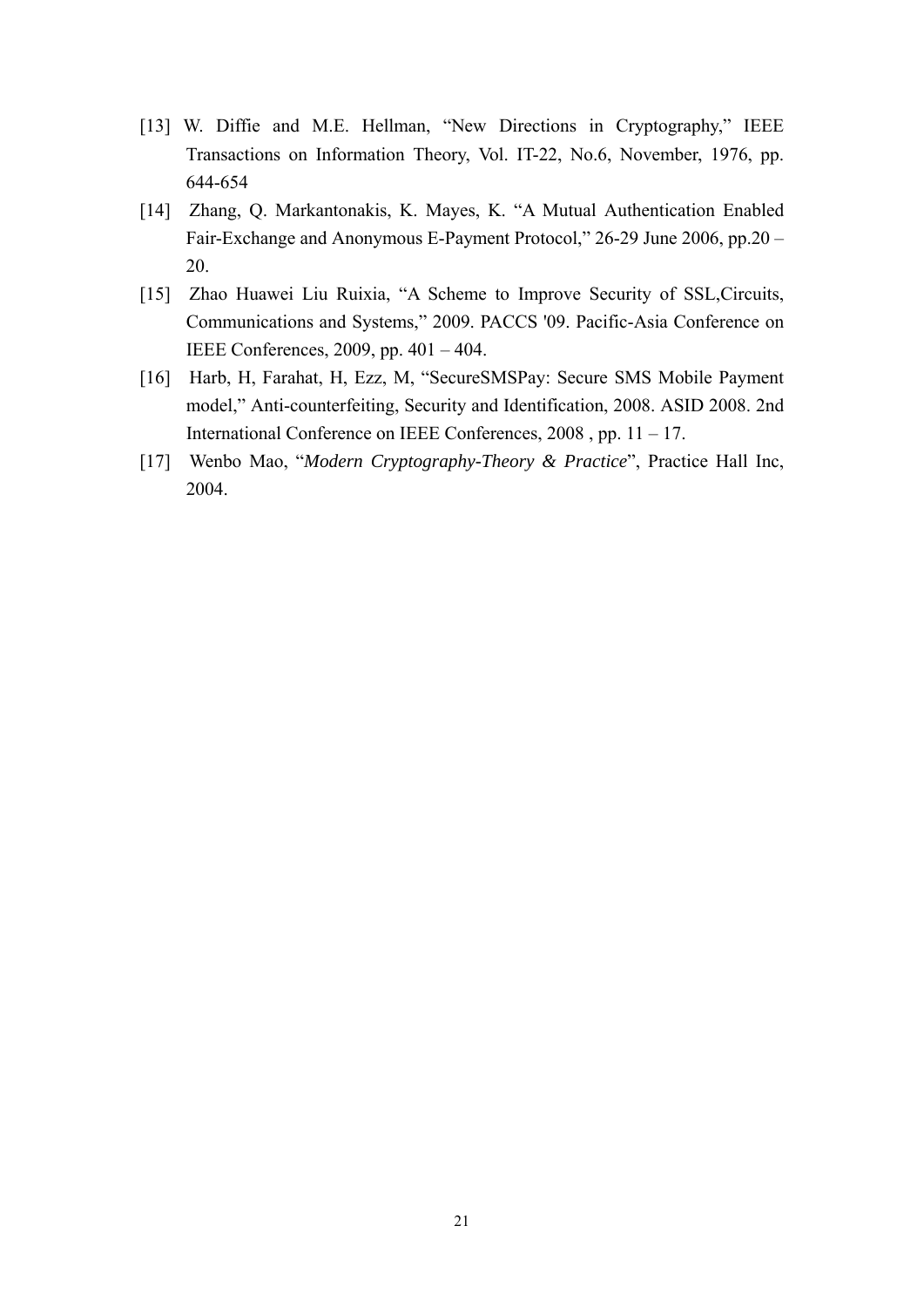[13] W. Diffie and M.E. Hellman, "New Directions in Cryptography," IEEE Transactions on Information Theory, Vol. IT-22, No.6, November, 1976, pp. 644-654

[14] Zhang, Q. Markantonakis, K. Mayes, K. "A Mutual Authentication Enabled Fair-Exchange and Anonymous E-Payment Protocol," 26-29 June 2006, pp.20 – 20.

[15] Zhao Huawei Liu Ruixia, "A Scheme to Improve Security of SSL,Circuits, Communications and Systems," 2009. PACCS '09. Pacific-Asia Conference on IEEE Conferences, 2009, pp. 401 – 404.

[16] Harb, H, Farahat, H, Ezz, M, "SecureSMSPay: Secure SMS Mobile Payment model," Anti-counterfeiting, Security and Identification, 2008. ASID 2008. 2nd International Conference on IEEE Conferences, 2008 , pp. 11 – 17.

[17] Wenbo Mao, "*Modern Cryptography-Theory & Practice*", Practice Hall Inc, 2004.